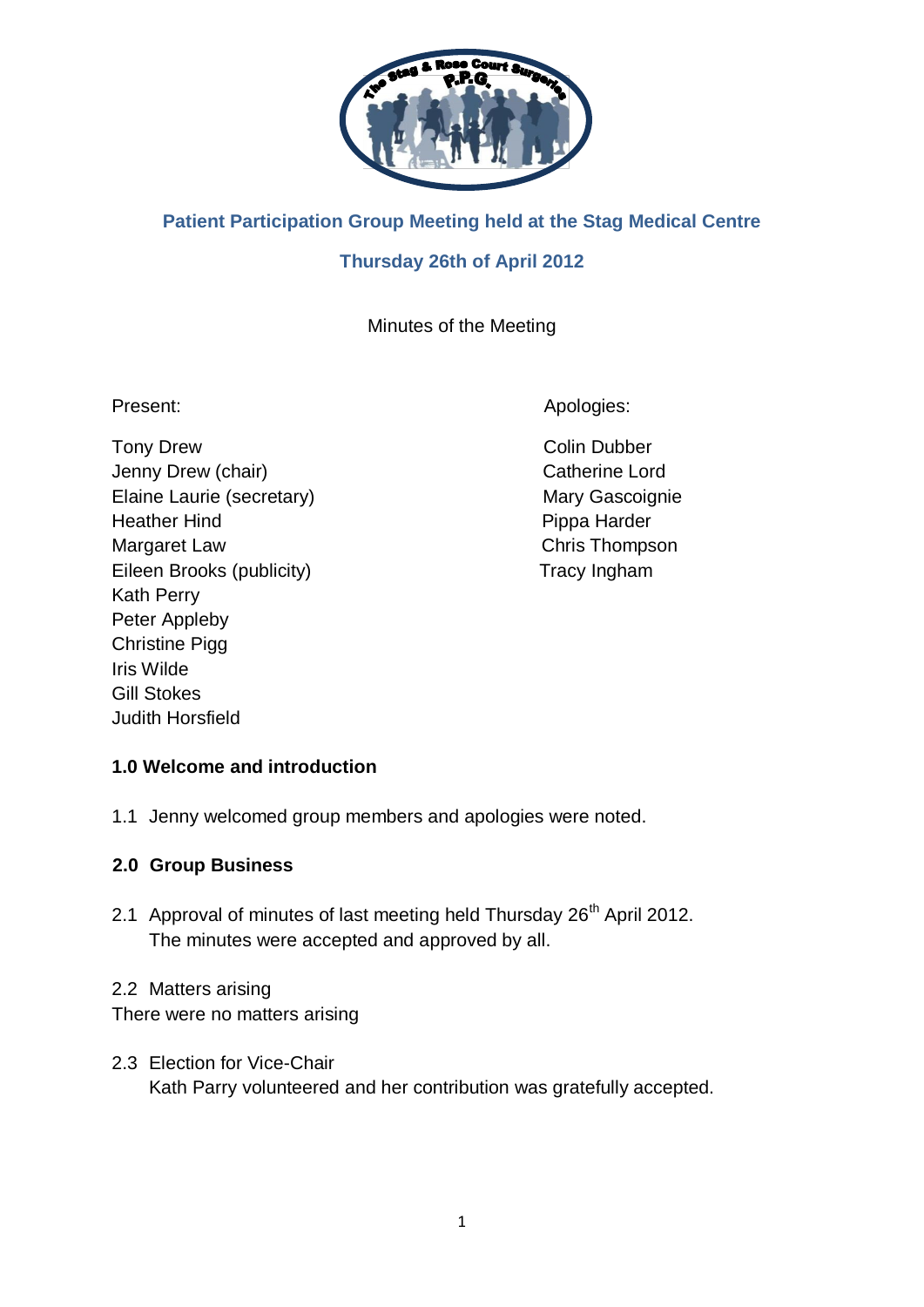## Patient Participation Group Meeting held at the Stag Medical Centre

## Thursday 26th of April 2012

Minutes of the Meeting

Present:

Tony Drew
Jenny Drew (chair)
Elaine Laurie (secretary)
Heather Hind
Margaret Law
Eileen Brooks (publicity)
Kath Perry
Peter Appleby
Christine Pigg
Iris Wilde
Gill Stokes
Judith Horsfield

Apologies:

Colin Dubber
Catherine Lord
Mary Gascoignie
Pippa Harder
Chris Thompson
Tracy Ingham

### 1.0 Welcome and introduction

1.1 Jenny welcomed group members and apologies were noted.

### 2.0 Group Business

2.1 Approval of minutes of last meeting held Thursday 26th April 2012.
The minutes were accepted and approved by all.

2.2 Matters arising
There were no matters arising

2.3 Election for Vice-Chair
Kath Parry volunteered and her contribution was gratefully accepted.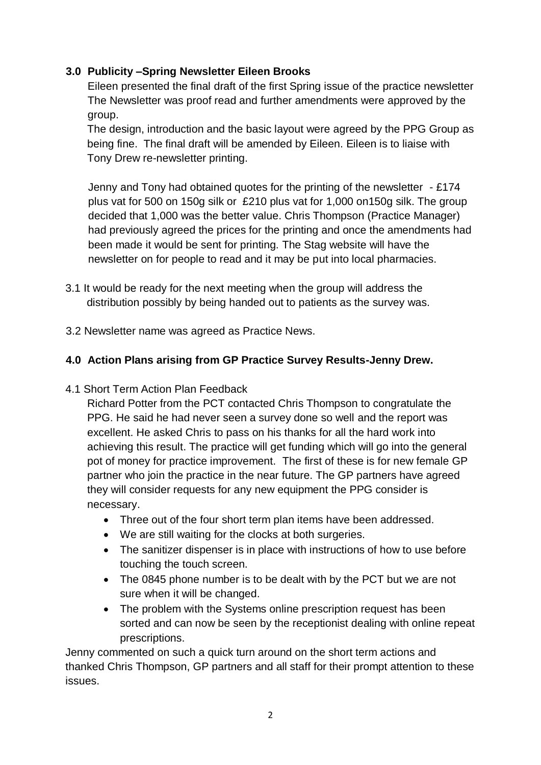### 3.0 Publicity –Spring Newsletter Eileen Brooks

Eileen presented the final draft of the first Spring issue of the practice newsletter The Newsletter was proof read and further amendments were approved by the group.

The design, introduction and the basic layout were agreed by the PPG Group as being fine. The final draft will be amended by Eileen. Eileen is to liaise with Tony Drew re-newsletter printing.

Jenny and Tony had obtained quotes for the printing of the newsletter - £174 plus vat for 500 on 150g silk or £210 plus vat for 1,000 on150g silk. The group decided that 1,000 was the better value. Chris Thompson (Practice Manager) had previously agreed the prices for the printing and once the amendments had been made it would be sent for printing. The Stag website will have the newsletter on for people to read and it may be put into local pharmacies.

3.1 It would be ready for the next meeting when the group will address the distribution possibly by being handed out to patients as the survey was.

3.2 Newsletter name was agreed as Practice News.

### 4.0 Action Plans arising from GP Practice Survey Results-Jenny Drew.

4.1 Short Term Action Plan Feedback

Richard Potter from the PCT contacted Chris Thompson to congratulate the PPG. He said he had never seen a survey done so well and the report was excellent. He asked Chris to pass on his thanks for all the hard work into achieving this result. The practice will get funding which will go into the general pot of money for practice improvement. The first of these is for new female GP partner who join the practice in the near future. The GP partners have agreed they will consider requests for any new equipment the PPG consider is necessary.

- Three out of the four short term plan items have been addressed.
- We are still waiting for the clocks at both surgeries.
- The sanitizer dispenser is in place with instructions of how to use before touching the touch screen.
- The 0845 phone number is to be dealt with by the PCT but we are not sure when it will be changed.
- The problem with the Systems online prescription request has been sorted and can now be seen by the receptionist dealing with online repeat prescriptions.

Jenny commented on such a quick turn around on the short term actions and thanked Chris Thompson, GP partners and all staff for their prompt attention to these issues.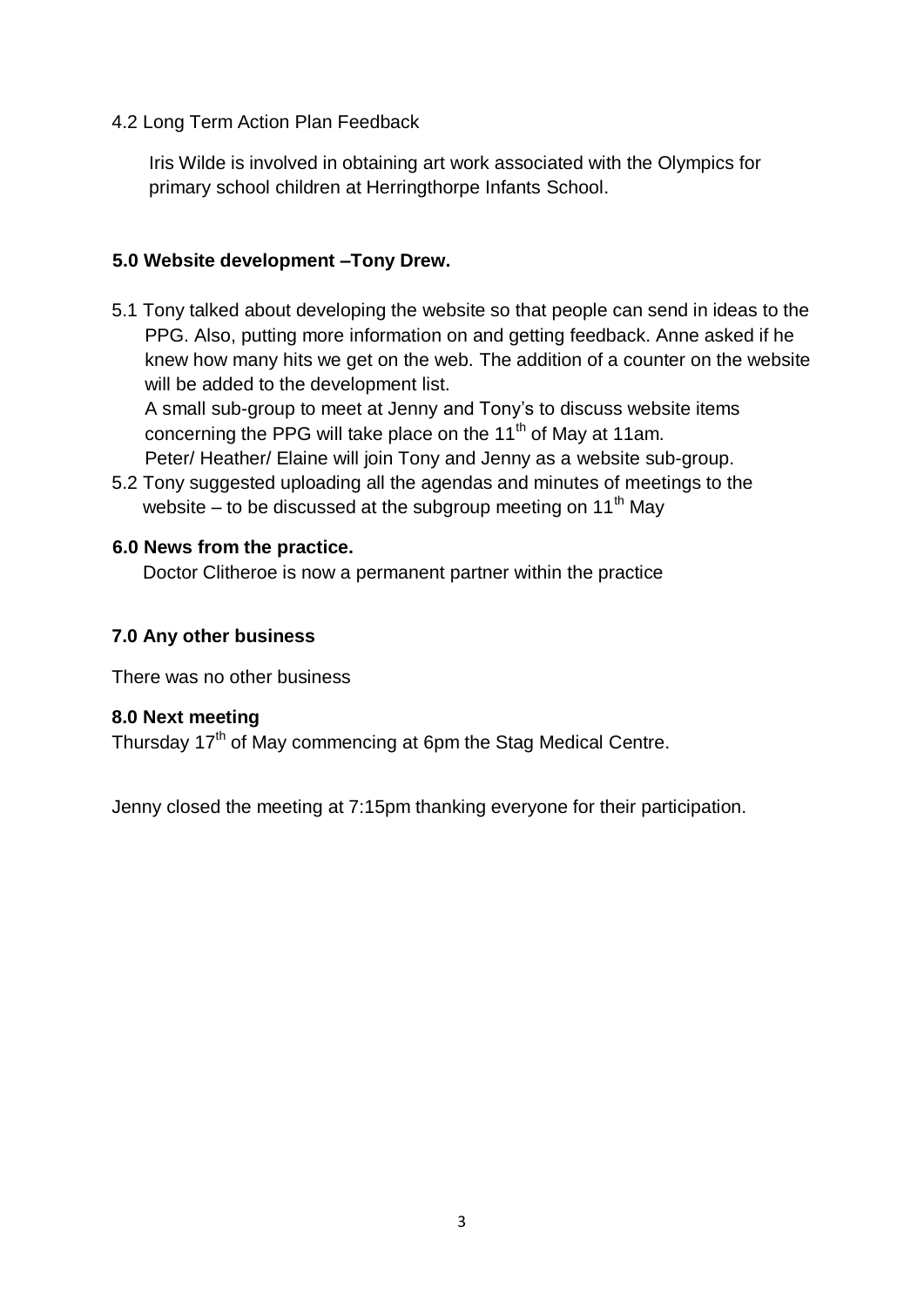4.2 Long Term Action Plan Feedback

Iris Wilde is involved in obtaining art work associated with the Olympics for primary school children at Herringthorpe Infants School.

**5.0 Website development –Tony Drew.**

5.1 Tony talked about developing the website so that people can send in ideas to the PPG. Also, putting more information on and getting feedback. Anne asked if he knew how many hits we get on the web. The addition of a counter on the website will be added to the development list.
A small sub-group to meet at Jenny and Tony's to discuss website items concerning the PPG will take place on the 11th of May at 11am.
Peter/ Heather/ Elaine will join Tony and Jenny as a website sub-group.

5.2 Tony suggested uploading all the agendas and minutes of meetings to the website – to be discussed at the subgroup meeting on 11th May

**6.0 News from the practice.**

Doctor Clitheroe is now a permanent partner within the practice

**7.0 Any other business**

There was no other business

**8.0 Next meeting**

Thursday 17th of May commencing at 6pm the Stag Medical Centre.

Jenny closed the meeting at 7:15pm thanking everyone for their participation.